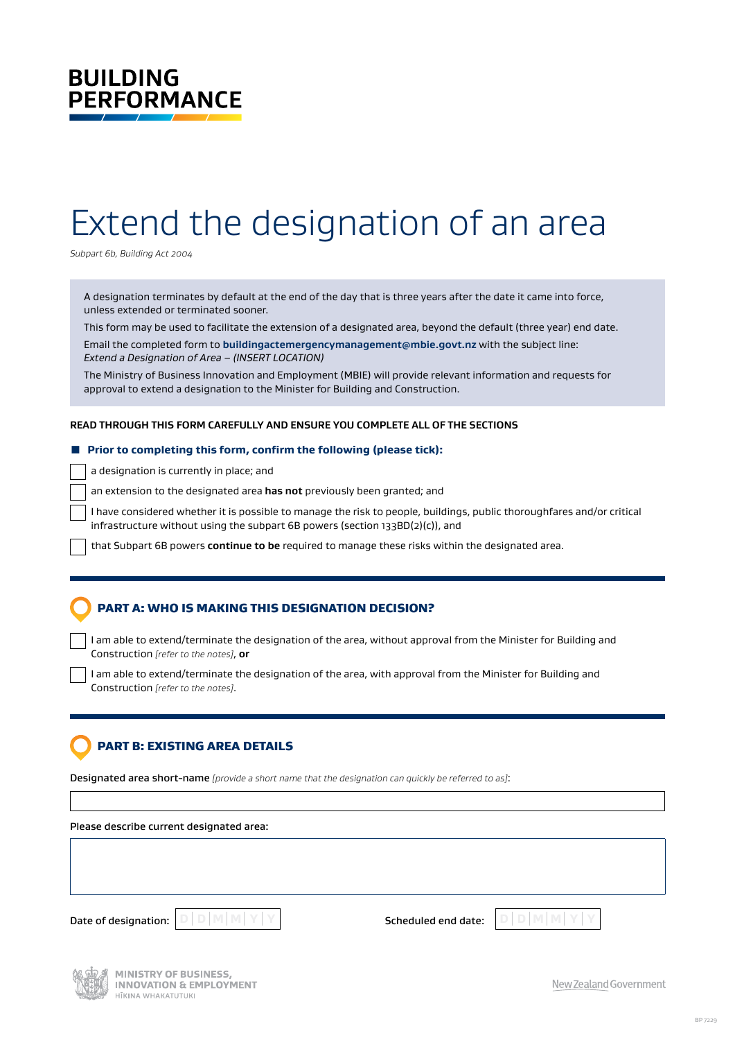BUILDING PERFORMANCE

# Extend the designation of an area

*Subpart 6b, Building Act 2004*

A designation terminates by default at the end of the day that is three years after the date it came into force, unless extended or terminated sooner.

This form may be used to facilitate the extension of a designated area, beyond the default (three year) end date.

Email the completed form to **buildingactemergencymanagement@mbie.govt.nz** with the subject line: *Extend a Designation of Area – (INSERT LOCATION)*

The Ministry of Business Innovation and Employment (MBIE) will provide relevant information and requests for approval to extend a designation to the Minister for Building and Construction.

**READ THROUGH THIS FORM CAREFULLY AND ENSURE YOU COMPLETE ALL OF THE SECTIONS**

**Prior to completing this form, confirm the following (please tick):**

- ☐ a designation is currently in place; and
- ☐ an extension to the designated area **has not** previously been granted; and
- ☐ I have considered whether it is possible to manage the risk to people, buildings, public thoroughfares and/or critical infrastructure without using the subpart 6B powers (section 133BD(2)(c)), and
- ☐ that Subpart 6B powers **continue to be** required to manage these risks within the designated area.

## PART A: WHO IS MAKING THIS DESIGNATION DECISION?

- ☐ I am able to extend/terminate the designation of the area, without approval from the Minister for Building and Construction *[refer to the notes]*, **or**
- ☐ I am able to extend/terminate the designation of the area, with approval from the Minister for Building and Construction *[refer to the notes]*.

## PART B: EXISTING AREA DETAILS

Designated area short-name *[provide a short name that the designation can quickly be referred to as]*:

Please describe current designated area:

Date of designation: D D M M Y Y

Scheduled end date: D D M M Y Y

MINISTRY OF BUSINESS, INNOVATION & EMPLOYMENT
HĪKINA WHAKATUTUKI

New Zealand Government

BP 7229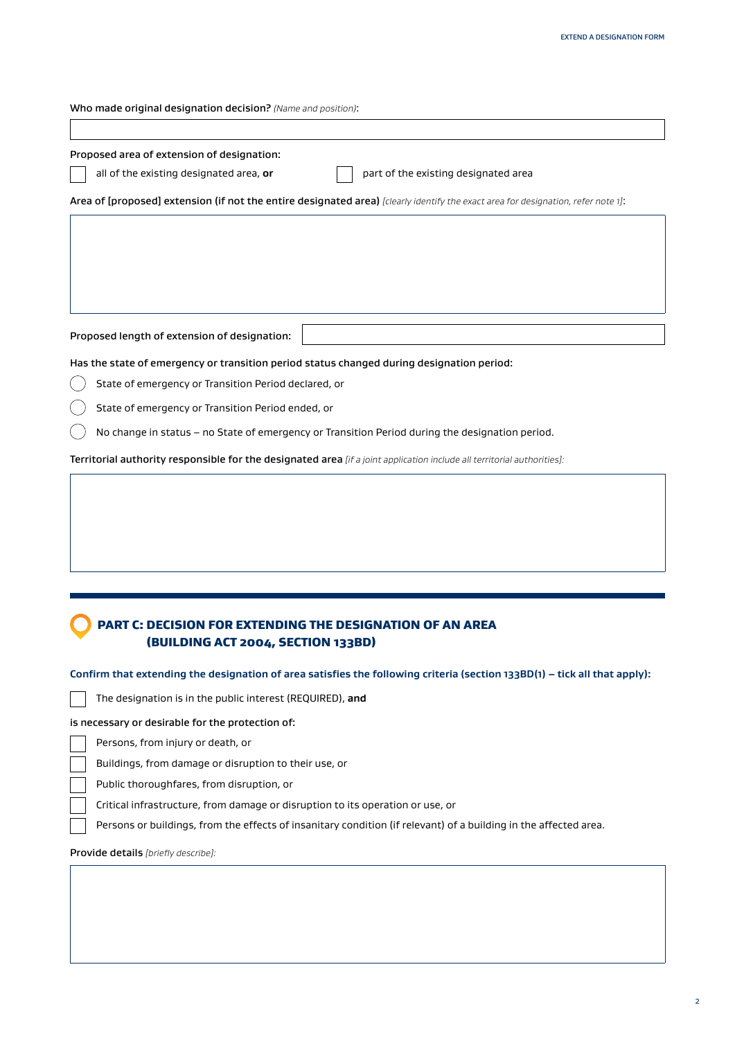Who made original designation decision? *(Name and position)*:

Proposed area of extension of designation:

- [ ] all of the existing designated area, **or**
- [ ] part of the existing designated area

**Area of [proposed] extension (if not the entire designated area)** *[clearly identify the exact area for designation, refer note 1]*:

Proposed length of extension of designation:

Has the state of emergency or transition period status changed during designation period:

- ○ State of emergency or Transition Period declared, or
- ○ State of emergency or Transition Period ended, or
- ○ No change in status – no State of emergency or Transition Period during the designation period.

**Territorial authority responsible for the designated area** *[if a joint application include all territorial authorities]:*

## PART C: DECISION FOR EXTENDING THE DESIGNATION OF AN AREA (BUILDING ACT 2004, SECTION 133BD)

**Confirm that extending the designation of area satisfies the following criteria (section 133BD(1) – tick all that apply):**

- [ ] The designation is in the public interest (REQUIRED), **and**

is necessary or desirable for the protection of:

- [ ] Persons, from injury or death, or
- [ ] Buildings, from damage or disruption to their use, or
- [ ] Public thoroughfares, from disruption, or
- [ ] Critical infrastructure, from damage or disruption to its operation or use, or
- [ ] Persons or buildings, from the effects of insanitary condition (if relevant) of a building in the affected area.

Provide details *[briefly describe]*: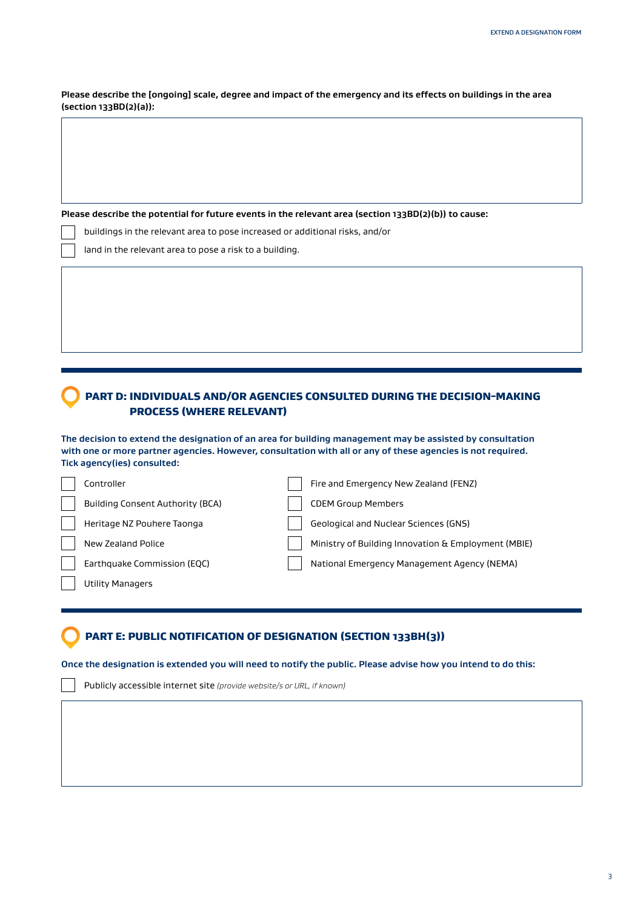**Please describe the [ongoing] scale, degree and impact of the emergency and its effects on buildings in the area (section 133BD(2)(a)):**

**Please describe the potential for future events in the relevant area (section 133BD(2)(b)) to cause:**

- [ ] buildings in the relevant area to pose increased or additional risks, and/or
- [ ] land in the relevant area to pose a risk to a building.

## PART D: INDIVIDUALS AND/OR AGENCIES CONSULTED DURING THE DECISION-MAKING PROCESS (WHERE RELEVANT)

**The decision to extend the designation of an area for building management may be assisted by consultation with one or more partner agencies. However, consultation with all or any of these agencies is not required. Tick agency(ies) consulted:**

- [ ] Controller
- [ ] Building Consent Authority (BCA)
- [ ] Heritage NZ Pouhere Taonga
- [ ] New Zealand Police
- [ ] Earthquake Commission (EQC)
- [ ] Utility Managers
- [ ] Fire and Emergency New Zealand (FENZ)
- [ ] CDEM Group Members
- [ ] Geological and Nuclear Sciences (GNS)
- [ ] Ministry of Building Innovation & Employment (MBIE)
- [ ] National Emergency Management Agency (NEMA)

## PART E: PUBLIC NOTIFICATION OF DESIGNATION (SECTION 133BH(3))

**Once the designation is extended you will need to notify the public. Please advise how you intend to do this:**

- [ ] Publicly accessible internet site *(provide website/s or URL, if known)*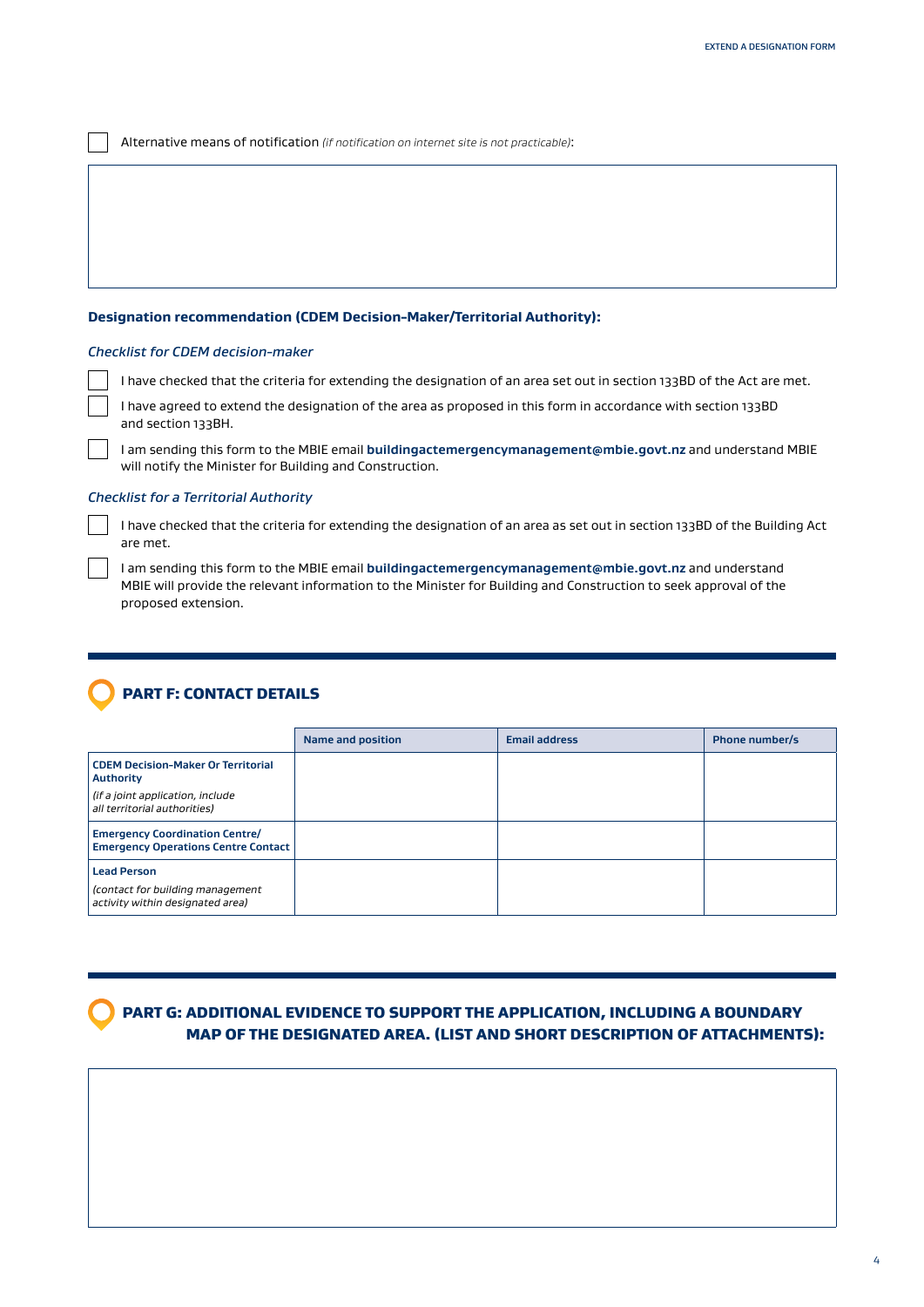☐ Alternative means of notification *(if notification on internet site is not practicable)*:

**Designation recommendation (CDEM Decision-Maker/Territorial Authority):**

*Checklist for CDEM decision-maker*

☐ I have checked that the criteria for extending the designation of an area set out in section 133BD of the Act are met.

☐ I have agreed to extend the designation of the area as proposed in this form in accordance with section 133BD and section 133BH.

☐ I am sending this form to the MBIE email **buildingactemergencymanagement@mbie.govt.nz** and understand MBIE will notify the Minister for Building and Construction.

*Checklist for a Territorial Authority*

☐ I have checked that the criteria for extending the designation of an area as set out in section 133BD of the Building Act are met.

☐ I am sending this form to the MBIE email **buildingactemergencymanagement@mbie.govt.nz** and understand MBIE will provide the relevant information to the Minister for Building and Construction to seek approval of the proposed extension.

## PART F: CONTACT DETAILS

| | Name and position | Email address | Phone number/s |
|---|---|---|---|
| **CDEM Decision-Maker Or Territorial Authority** *(if a joint application, include all territorial authorities)* | | | |
| **Emergency Coordination Centre/ Emergency Operations Centre Contact** | | | |
| **Lead Person** *(contact for building management activity within designated area)* | | | |

## PART G: ADDITIONAL EVIDENCE TO SUPPORT THE APPLICATION, INCLUDING A BOUNDARY MAP OF THE DESIGNATED AREA. (LIST AND SHORT DESCRIPTION OF ATTACHMENTS):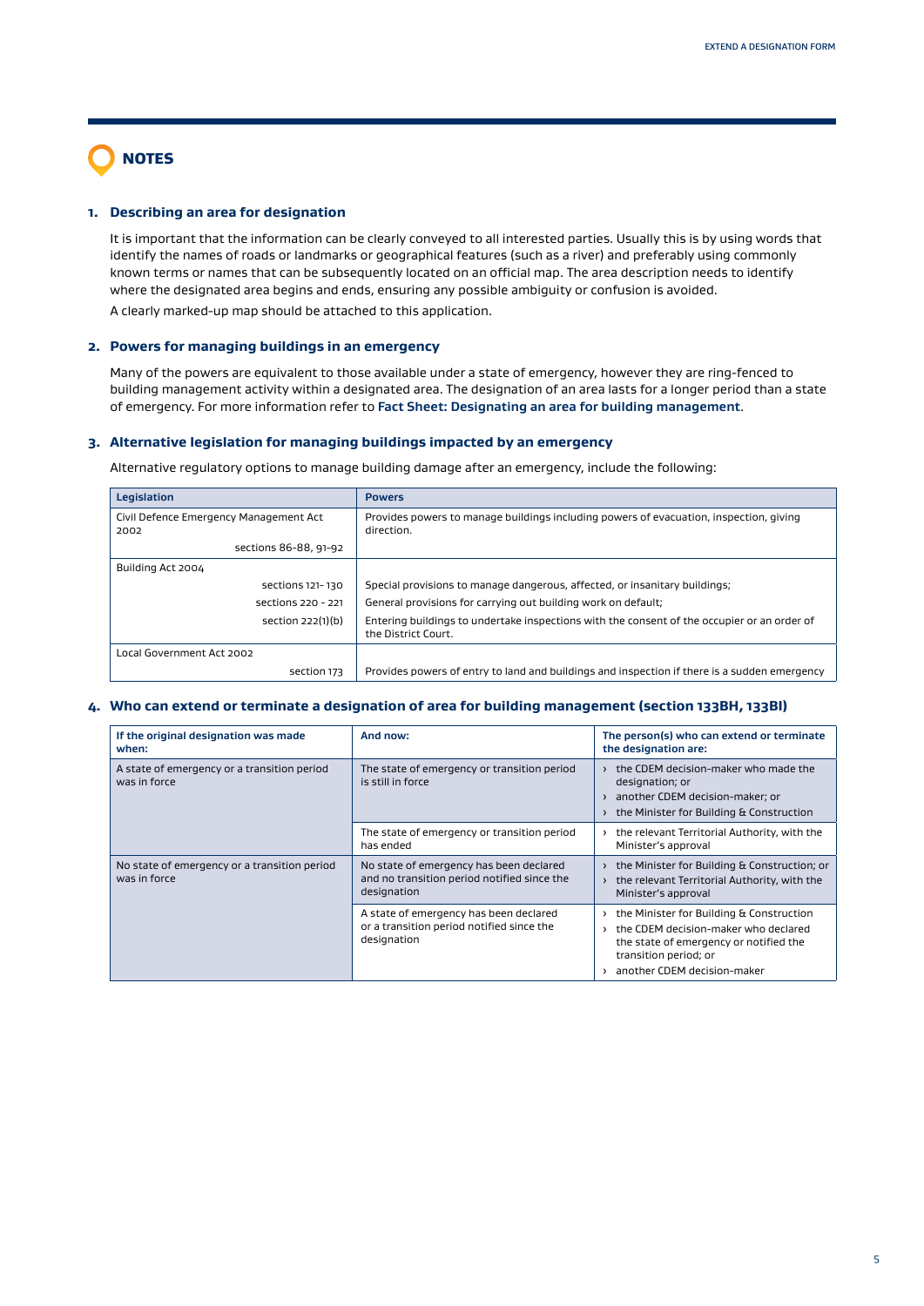## NOTES

### 1. Describing an area for designation

It is important that the information can be clearly conveyed to all interested parties. Usually this is by using words that identify the names of roads or landmarks or geographical features (such as a river) and preferably using commonly known terms or names that can be subsequently located on an official map. The area description needs to identify where the designated area begins and ends, ensuring any possible ambiguity or confusion is avoided.

A clearly marked-up map should be attached to this application.

### 2. Powers for managing buildings in an emergency

Many of the powers are equivalent to those available under a state of emergency, however they are ring-fenced to building management activity within a designated area. The designation of an area lasts for a longer period than a state of emergency. For more information refer to **Fact Sheet: Designating an area for building management**.

### 3. Alternative legislation for managing buildings impacted by an emergency

Alternative regulatory options to manage building damage after an emergency, include the following:

| Legislation | Powers |
|---|---|
| Civil Defence Emergency Management Act 2002 | Provides powers to manage buildings including powers of evacuation, inspection, giving direction. |
| sections 86-88, 91-92 | |
| Building Act 2004 | |
| sections 121- 130 | Special provisions to manage dangerous, affected, or insanitary buildings; |
| sections 220 - 221 | General provisions for carrying out building work on default; |
| section 222(1)(b) | Entering buildings to undertake inspections with the consent of the occupier or an order of the District Court. |
| Local Government Act 2002 | |
| section 173 | Provides powers of entry to land and buildings and inspection if there is a sudden emergency |

### 4. Who can extend or terminate a designation of area for building management (section 133BH, 133BI)

| If the original designation was made when: | And now: | The person(s) who can extend or terminate the designation are: |
|---|---|---|
| A state of emergency or a transition period was in force | The state of emergency or transition period is still in force | › the CDEM decision-maker who made the designation; or<br>› another CDEM decision-maker; or<br>› the Minister for Building & Construction |
| | The state of emergency or transition period has ended | › the relevant Territorial Authority, with the Minister's approval |
| No state of emergency or a transition period was in force | No state of emergency has been declared and no transition period notified since the designation | › the Minister for Building & Construction; or<br>› the relevant Territorial Authority, with the Minister's approval |
| | A state of emergency has been declared or a transition period notified since the designation | › the Minister for Building & Construction<br>› the CDEM decision-maker who declared the state of emergency or notified the transition period; or<br>› another CDEM decision-maker |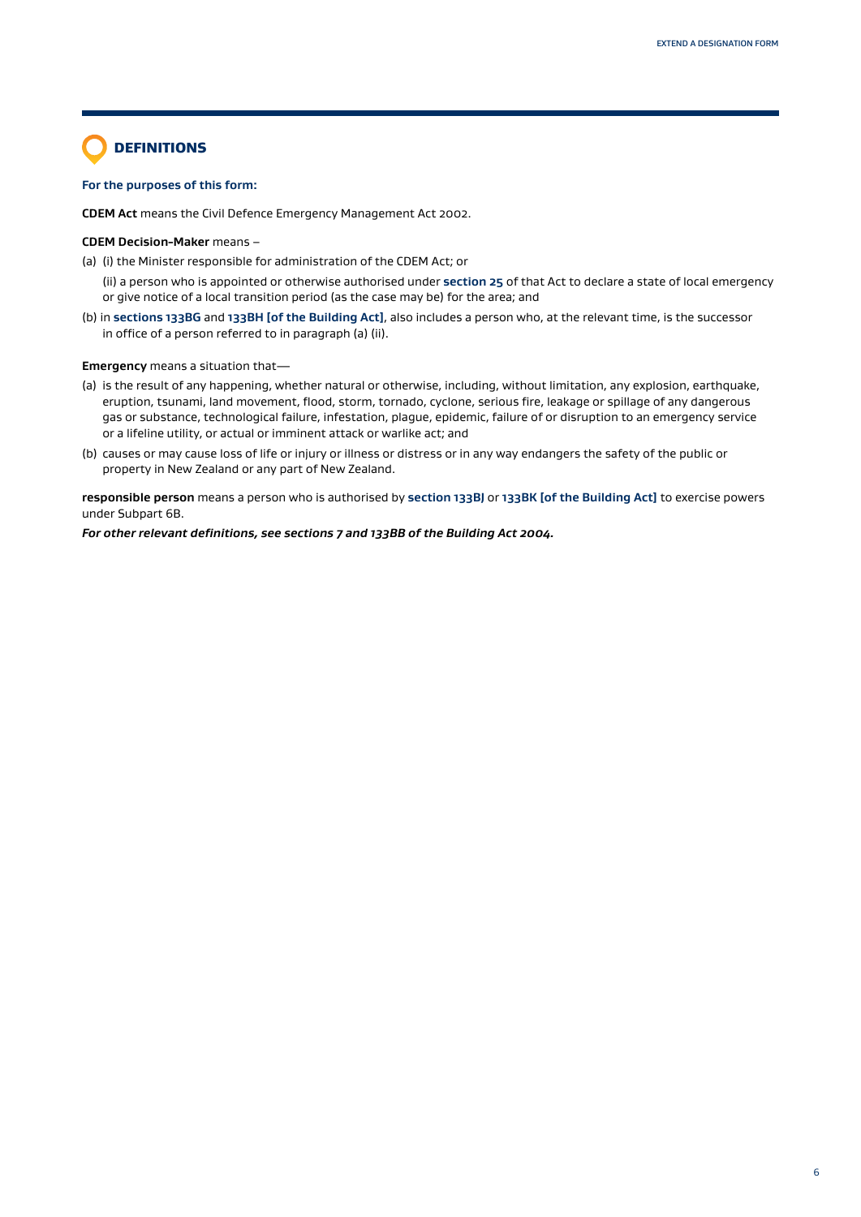## DEFINITIONS

**For the purposes of this form:**

**CDEM Act** means the Civil Defence Emergency Management Act 2002.

**CDEM Decision-Maker** means –

(a) (i) the Minister responsible for administration of the CDEM Act; or

(ii) a person who is appointed or otherwise authorised under **section 25** of that Act to declare a state of local emergency or give notice of a local transition period (as the case may be) for the area; and

(b) in **sections 133BG** and **133BH [of the Building Act]**, also includes a person who, at the relevant time, is the successor in office of a person referred to in paragraph (a) (ii).

**Emergency** means a situation that—

(a) is the result of any happening, whether natural or otherwise, including, without limitation, any explosion, earthquake, eruption, tsunami, land movement, flood, storm, tornado, cyclone, serious fire, leakage or spillage of any dangerous gas or substance, technological failure, infestation, plague, epidemic, failure of or disruption to an emergency service or a lifeline utility, or actual or imminent attack or warlike act; and

(b) causes or may cause loss of life or injury or illness or distress or in any way endangers the safety of the public or property in New Zealand or any part of New Zealand.

**responsible person** means a person who is authorised by **section 133BJ** or **133BK [of the Building Act]** to exercise powers under Subpart 6B.

***For other relevant definitions, see sections 7 and 133BB of the Building Act 2004.***